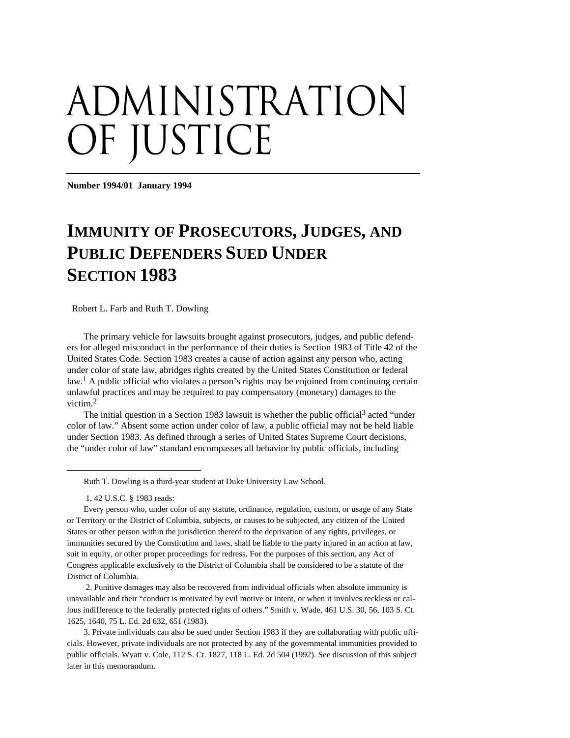# ADMINISTRATION OF JUSTICE

**Number 1994/01 January 1994**

## IMMUNITY OF PROSECUTORS, JUDGES, AND PUBLIC DEFENDERS SUED UNDER SECTION 1983

Robert L. Farb and Ruth T. Dowling

The primary vehicle for lawsuits brought against prosecutors, judges, and public defenders for alleged misconduct in the performance of their duties is Section 1983 of Title 42 of the United States Code. Section 1983 creates a cause of action against any person who, acting under color of state law, abridges rights created by the United States Constitution or federal law.[1] A public official who violates a person's rights may be enjoined from continuing certain unlawful practices and may be required to pay compensatory (monetary) damages to the victim.[2]

The initial question in a Section 1983 lawsuit is whether the public official[3] acted "under color of law." Absent some action under color of law, a public official may not be held liable under Section 1983. As defined through a series of United States Supreme Court decisions, the "under color of law" standard encompasses all behavior by public officials, including

---

Ruth T. Dowling is a third-year student at Duke University Law School.

1. 42 U.S.C. § 1983 reads:

Every person who, under color of any statute, ordinance, regulation, custom, or usage of any State or Territory or the District of Columbia, subjects, or causes to be subjected, any citizen of the United States or other person within the jurisdiction thereof to the deprivation of any rights, privileges, or immunities secured by the Constitution and laws, shall be liable to the party injured in an action at law, suit in equity, or other proper proceedings for redress. For the purposes of this section, any Act of Congress applicable exclusively to the District of Columbia shall be considered to be a statute of the District of Columbia.

2. Punitive damages may also be recovered from individual officials when absolute immunity is unavailable and their "conduct is motivated by evil motive or intent, or when it involves reckless or callous indifference to the federally protected rights of others." Smith v. Wade, 461 U.S. 30, 56, 103 S. Ct. 1625, 1640, 75 L. Ed. 2d 632, 651 (1983).

3. Private individuals can also be sued under Section 1983 if they are collaborating with public officials. However, private individuals are not protected by any of the governmental immunities provided to public officials. Wyatt v. Cole, 112 S. Ct. 1827, 118 L. Ed. 2d 504 (1992). See discussion of this subject later in this memorandum.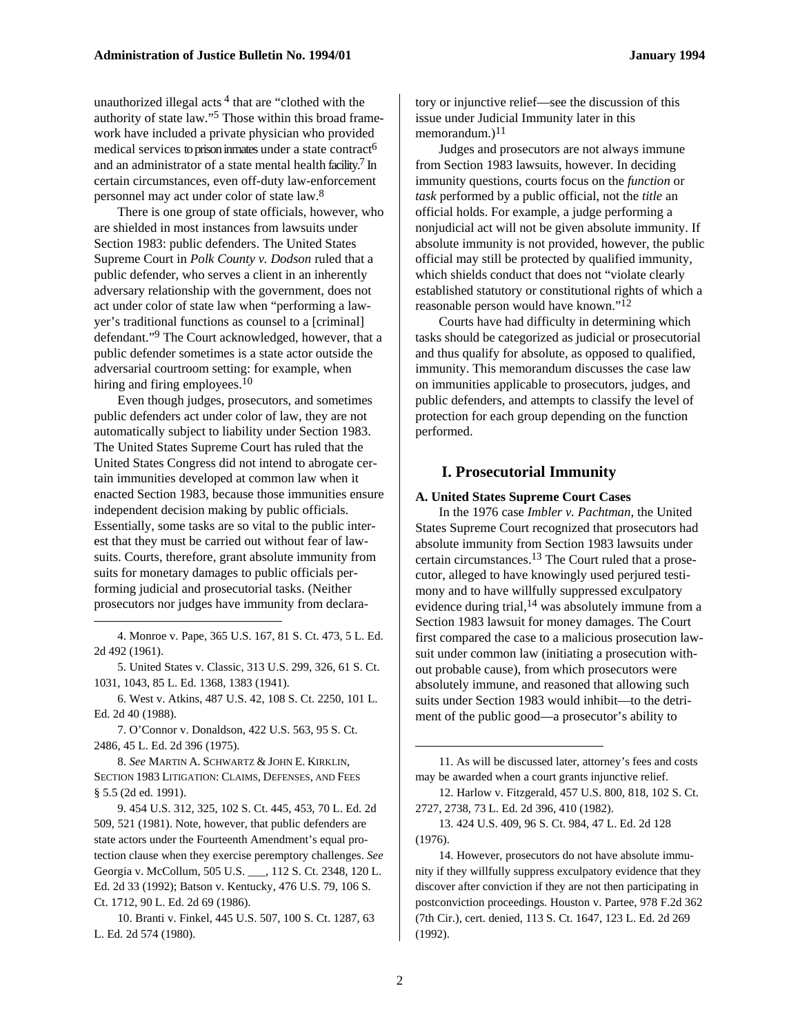unauthorized illegal acts [4] that are "clothed with the authority of state law."[5] Those within this broad framework have included a private physician who provided medical services to prison inmates under a state contract[6] and an administrator of a state mental health facility.[7] In certain circumstances, even off-duty law-enforcement personnel may act under color of state law.[8]

There is one group of state officials, however, who are shielded in most instances from lawsuits under Section 1983: public defenders. The United States Supreme Court in *Polk County v. Dodson* ruled that a public defender, who serves a client in an inherently adversary relationship with the government, does not act under color of state law when "performing a lawyer's traditional functions as counsel to a [criminal] defendant."[9] The Court acknowledged, however, that a public defender sometimes is a state actor outside the adversarial courtroom setting: for example, when hiring and firing employees.[10]

Even though judges, prosecutors, and sometimes public defenders act under color of law, they are not automatically subject to liability under Section 1983. The United States Supreme Court has ruled that the United States Congress did not intend to abrogate certain immunities developed at common law when it enacted Section 1983, because those immunities ensure independent decision making by public officials. Essentially, some tasks are so vital to the public interest that they must be carried out without fear of lawsuits. Courts, therefore, grant absolute immunity from suits for monetary damages to public officials performing judicial and prosecutorial tasks. (Neither prosecutors nor judges have immunity from declaratory or injunctive relief—see the discussion of this issue under Judicial Immunity later in this memorandum.)[11]

Judges and prosecutors are not always immune from Section 1983 lawsuits, however. In deciding immunity questions, courts focus on the *function* or *task* performed by a public official, not the *title* an official holds. For example, a judge performing a nonjudicial act will not be given absolute immunity. If absolute immunity is not provided, however, the public official may still be protected by qualified immunity, which shields conduct that does not "violate clearly established statutory or constitutional rights of which a reasonable person would have known."[12]

Courts have had difficulty in determining which tasks should be categorized as judicial or prosecutorial and thus qualify for absolute, as opposed to qualified, immunity. This memorandum discusses the case law on immunities applicable to prosecutors, judges, and public defenders, and attempts to classify the level of protection for each group depending on the function performed.

## I. Prosecutorial Immunity

### A. United States Supreme Court Cases

In the 1976 case *Imbler v. Pachtman*, the United States Supreme Court recognized that prosecutors had absolute immunity from Section 1983 lawsuits under certain circumstances.[13] The Court ruled that a prosecutor, alleged to have knowingly used perjured testimony and to have willfully suppressed exculpatory evidence during trial,[14] was absolutely immune from a Section 1983 lawsuit for money damages. The Court first compared the case to a malicious prosecution lawsuit under common law (initiating a prosecution without probable cause), from which prosecutors were absolutely immune, and reasoned that allowing such suits under Section 1983 would inhibit—to the detriment of the public good—a prosecutor's ability to

---

4. Monroe v. Pape, 365 U.S. 167, 81 S. Ct. 473, 5 L. Ed. 2d 492 (1961).

5. United States v. Classic, 313 U.S. 299, 326, 61 S. Ct. 1031, 1043, 85 L. Ed. 1368, 1383 (1941).

6. West v. Atkins, 487 U.S. 42, 108 S. Ct. 2250, 101 L. Ed. 2d 40 (1988).

7. O'Connor v. Donaldson, 422 U.S. 563, 95 S. Ct. 2486, 45 L. Ed. 2d 396 (1975).

8. *See* MARTIN A. SCHWARTZ & JOHN E. KIRKLIN, SECTION 1983 LITIGATION: CLAIMS, DEFENSES, AND FEES § 5.5 (2d ed. 1991).

9. 454 U.S. 312, 325, 102 S. Ct. 445, 453, 70 L. Ed. 2d 509, 521 (1981). Note, however, that public defenders are state actors under the Fourteenth Amendment's equal protection clause when they exercise peremptory challenges. *See* Georgia v. McCollum, 505 U.S. ___, 112 S. Ct. 2348, 120 L. Ed. 2d 33 (1992); Batson v. Kentucky, 476 U.S. 79, 106 S. Ct. 1712, 90 L. Ed. 2d 69 (1986).

10. Branti v. Finkel, 445 U.S. 507, 100 S. Ct. 1287, 63 L. Ed. 2d 574 (1980).

11. As will be discussed later, attorney's fees and costs may be awarded when a court grants injunctive relief.

12. Harlow v. Fitzgerald, 457 U.S. 800, 818, 102 S. Ct. 2727, 2738, 73 L. Ed. 2d 396, 410 (1982).

13. 424 U.S. 409, 96 S. Ct. 984, 47 L. Ed. 2d 128 (1976).

14. However, prosecutors do not have absolute immunity if they willfully suppress exculpatory evidence that they discover after conviction if they are not then participating in postconviction proceedings. Houston v. Partee, 978 F.2d 362 (7th Cir.), cert. denied, 113 S. Ct. 1647, 123 L. Ed. 2d 269 (1992).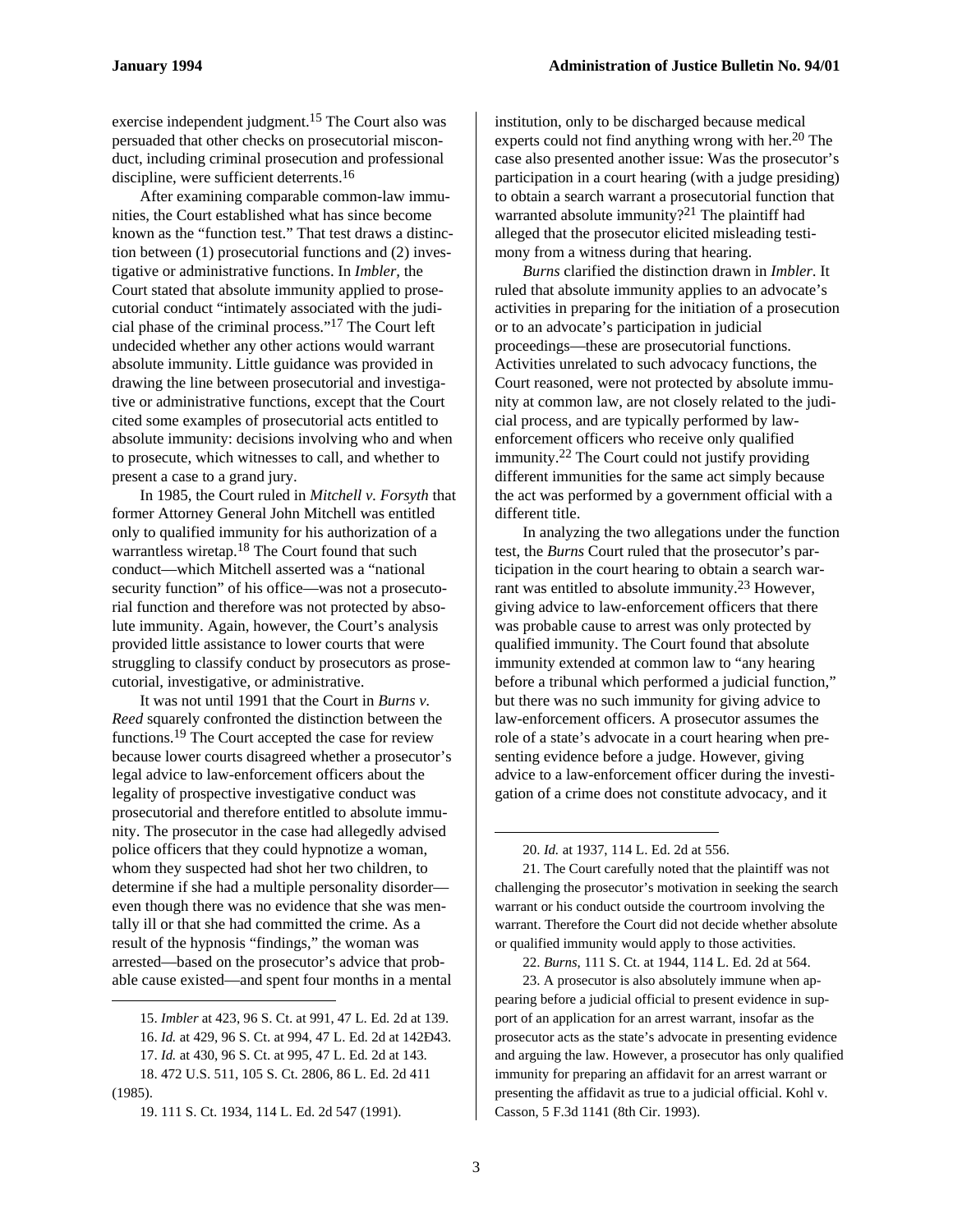exercise independent judgment.[15] The Court also was persuaded that other checks on prosecutorial misconduct, including criminal prosecution and professional discipline, were sufficient deterrents.[16]

After examining comparable common-law immunities, the Court established what has since become known as the "function test." That test draws a distinction between (1) prosecutorial functions and (2) investigative or administrative functions. In *Imbler*, the Court stated that absolute immunity applied to prosecutorial conduct "intimately associated with the judicial phase of the criminal process."[17] The Court left undecided whether any other actions would warrant absolute immunity. Little guidance was provided in drawing the line between prosecutorial and investigative or administrative functions, except that the Court cited some examples of prosecutorial acts entitled to absolute immunity: decisions involving who and when to prosecute, which witnesses to call, and whether to present a case to a grand jury.

In 1985, the Court ruled in *Mitchell v. Forsyth* that former Attorney General John Mitchell was entitled only to qualified immunity for his authorization of a warrantless wiretap.[18] The Court found that such conduct—which Mitchell asserted was a "national security function" of his office—was not a prosecutorial function and therefore was not protected by absolute immunity. Again, however, the Court's analysis provided little assistance to lower courts that were struggling to classify conduct by prosecutors as prosecutorial, investigative, or administrative.

It was not until 1991 that the Court in *Burns v. Reed* squarely confronted the distinction between the functions.[19] The Court accepted the case for review because lower courts disagreed whether a prosecutor's legal advice to law-enforcement officers about the legality of prospective investigative conduct was prosecutorial and therefore entitled to absolute immunity. The prosecutor in the case had allegedly advised police officers that they could hypnotize a woman, whom they suspected had shot her two children, to determine if she had a multiple personality disorder—even though there was no evidence that she was mentally ill or that she had committed the crime. As a result of the hypnosis "findings," the woman was arrested—based on the prosecutor's advice that probable cause existed—and spent four months in a mental institution, only to be discharged because medical experts could not find anything wrong with her.[20] The case also presented another issue: Was the prosecutor's participation in a court hearing (with a judge presiding) to obtain a search warrant a prosecutorial function that warranted absolute immunity?[21] The plaintiff had alleged that the prosecutor elicited misleading testimony from a witness during that hearing.

*Burns* clarified the distinction drawn in *Imbler*. It ruled that absolute immunity applies to an advocate's activities in preparing for the initiation of a prosecution or to an advocate's participation in judicial proceedings—these are prosecutorial functions. Activities unrelated to such advocacy functions, the Court reasoned, were not protected by absolute immunity at common law, are not closely related to the judicial process, and are typically performed by law-enforcement officers who receive only qualified immunity.[22] The Court could not justify providing different immunities for the same act simply because the act was performed by a government official with a different title.

In analyzing the two allegations under the function test, the *Burns* Court ruled that the prosecutor's participation in the court hearing to obtain a search warrant was entitled to absolute immunity.[23] However, giving advice to law-enforcement officers that there was probable cause to arrest was only protected by qualified immunity. The Court found that absolute immunity extended at common law to "any hearing before a tribunal which performed a judicial function," but there was no such immunity for giving advice to law-enforcement officers. A prosecutor assumes the role of a state's advocate in a court hearing when presenting evidence before a judge. However, giving advice to a law-enforcement officer during the investigation of a crime does not constitute advocacy, and it

---

15. *Imbler* at 423, 96 S. Ct. at 991, 47 L. Ed. 2d at 139.

16. *Id.* at 429, 96 S. Ct. at 994, 47 L. Ed. 2d at 142Ð43.

17. *Id.* at 430, 96 S. Ct. at 995, 47 L. Ed. 2d at 143.

18. 472 U.S. 511, 105 S. Ct. 2806, 86 L. Ed. 2d 411 (1985).

19. 111 S. Ct. 1934, 114 L. Ed. 2d 547 (1991).

20. *Id.* at 1937, 114 L. Ed. 2d at 556.

21. The Court carefully noted that the plaintiff was not challenging the prosecutor's motivation in seeking the search warrant or his conduct outside the courtroom involving the warrant. Therefore the Court did not decide whether absolute or qualified immunity would apply to those activities.

22. *Burns*, 111 S. Ct. at 1944, 114 L. Ed. 2d at 564.

23. A prosecutor is also absolutely immune when appearing before a judicial official to present evidence in support of an application for an arrest warrant, insofar as the prosecutor acts as the state's advocate in presenting evidence and arguing the law. However, a prosecutor has only qualified immunity for preparing an affidavit for an arrest warrant or presenting the affidavit as true to a judicial official. Kohl v. Casson, 5 F.3d 1141 (8th Cir. 1993).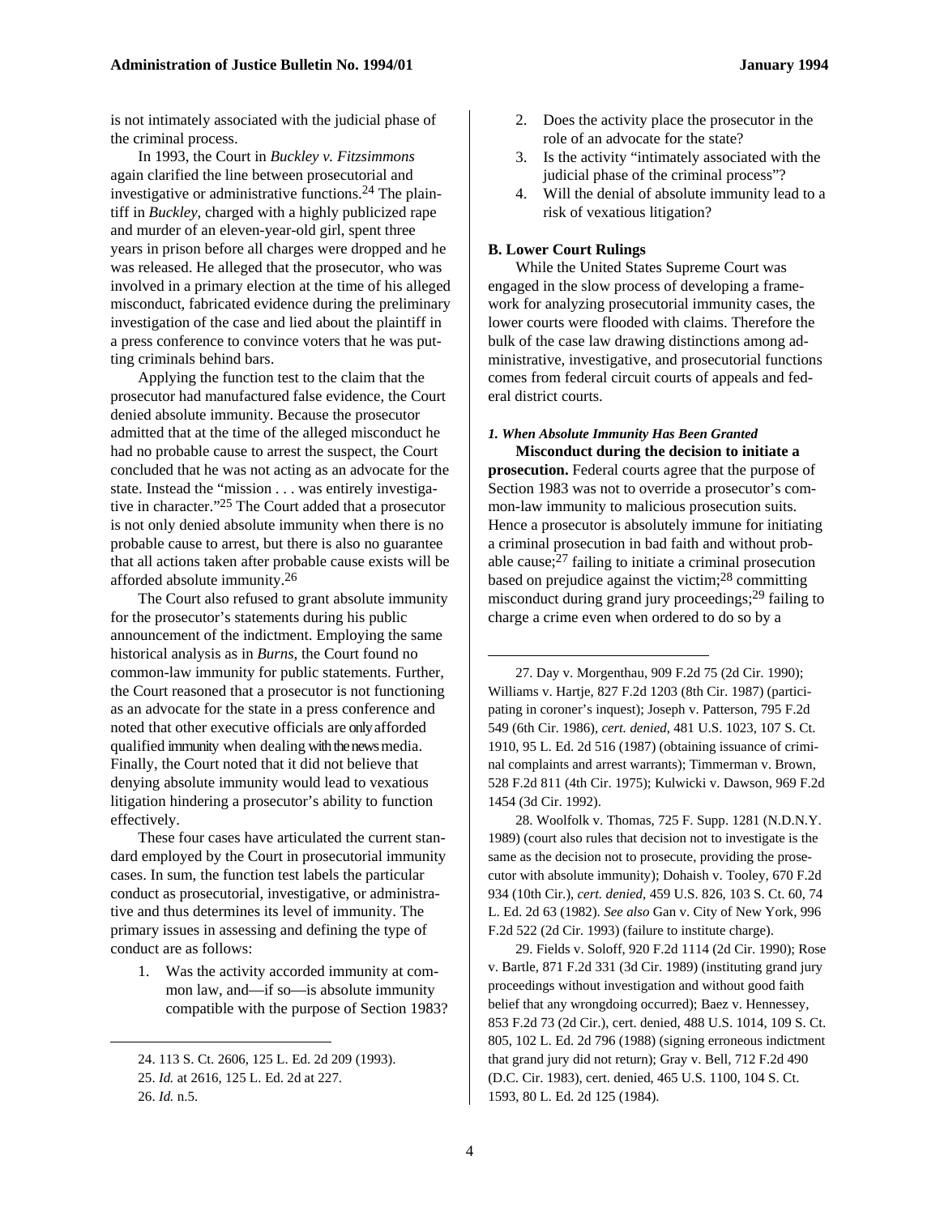is not intimately associated with the judicial phase of the criminal process.

In 1993, the Court in *Buckley v. Fitzsimmons* again clarified the line between prosecutorial and investigative or administrative functions.[24] The plaintiff in *Buckley*, charged with a highly publicized rape and murder of an eleven-year-old girl, spent three years in prison before all charges were dropped and he was released. He alleged that the prosecutor, who was involved in a primary election at the time of his alleged misconduct, fabricated evidence during the preliminary investigation of the case and lied about the plaintiff in a press conference to convince voters that he was putting criminals behind bars.

Applying the function test to the claim that the prosecutor had manufactured false evidence, the Court denied absolute immunity. Because the prosecutor admitted that at the time of the alleged misconduct he had no probable cause to arrest the suspect, the Court concluded that he was not acting as an advocate for the state. Instead the "mission . . . was entirely investigative in character."[25] The Court added that a prosecutor is not only denied absolute immunity when there is no probable cause to arrest, but there is also no guarantee that all actions taken after probable cause exists will be afforded absolute immunity.[26]

The Court also refused to grant absolute immunity for the prosecutor's statements during his public announcement of the indictment. Employing the same historical analysis as in *Burns*, the Court found no common-law immunity for public statements. Further, the Court reasoned that a prosecutor is not functioning as an advocate for the state in a press conference and noted that other executive officials are only afforded qualified immunity when dealing with the news media. Finally, the Court noted that it did not believe that denying absolute immunity would lead to vexatious litigation hindering a prosecutor's ability to function effectively.

These four cases have articulated the current standard employed by the Court in prosecutorial immunity cases. In sum, the function test labels the particular conduct as prosecutorial, investigative, or administrative and thus determines its level of immunity. The primary issues in assessing and defining the type of conduct are as follows:

1. Was the activity accorded immunity at common law, and—if so—is absolute immunity compatible with the purpose of Section 1983?
2. Does the activity place the prosecutor in the role of an advocate for the state?
3. Is the activity "intimately associated with the judicial phase of the criminal process"?
4. Will the denial of absolute immunity lead to a risk of vexatious litigation?

24. 113 S. Ct. 2606, 125 L. Ed. 2d 209 (1993).

25. *Id.* at 2616, 125 L. Ed. 2d at 227.

26. *Id.* n.5.

### B. Lower Court Rulings

While the United States Supreme Court was engaged in the slow process of developing a framework for analyzing prosecutorial immunity cases, the lower courts were flooded with claims. Therefore the bulk of the case law drawing distinctions among administrative, investigative, and prosecutorial functions comes from federal circuit courts of appeals and federal district courts.

#### *1. When Absolute Immunity Has Been Granted*

**Misconduct during the decision to initiate a prosecution.** Federal courts agree that the purpose of Section 1983 was not to override a prosecutor's common-law immunity to malicious prosecution suits. Hence a prosecutor is absolutely immune for initiating a criminal prosecution in bad faith and without probable cause;[27] failing to initiate a criminal prosecution based on prejudice against the victim;[28] committing misconduct during grand jury proceedings;[29] failing to charge a crime even when ordered to do so by a

27. Day v. Morgenthau, 909 F.2d 75 (2d Cir. 1990); Williams v. Hartje, 827 F.2d 1203 (8th Cir. 1987) (participating in coroner's inquest); Joseph v. Patterson, 795 F.2d 549 (6th Cir. 1986), *cert. denied*, 481 U.S. 1023, 107 S. Ct. 1910, 95 L. Ed. 2d 516 (1987) (obtaining issuance of criminal complaints and arrest warrants); Timmerman v. Brown, 528 F.2d 811 (4th Cir. 1975); Kulwicki v. Dawson, 969 F.2d 1454 (3d Cir. 1992).

28. Woolfolk v. Thomas, 725 F. Supp. 1281 (N.D.N.Y. 1989) (court also rules that decision not to investigate is the same as the decision not to prosecute, providing the prosecutor with absolute immunity); Dohaish v. Tooley, 670 F.2d 934 (10th Cir.), *cert. denied*, 459 U.S. 826, 103 S. Ct. 60, 74 L. Ed. 2d 63 (1982). *See also* Gan v. City of New York, 996 F.2d 522 (2d Cir. 1993) (failure to institute charge).

29. Fields v. Soloff, 920 F.2d 1114 (2d Cir. 1990); Rose v. Bartle, 871 F.2d 331 (3d Cir. 1989) (instituting grand jury proceedings without investigation and without good faith belief that any wrongdoing occurred); Baez v. Hennessey, 853 F.2d 73 (2d Cir.), cert. denied, 488 U.S. 1014, 109 S. Ct. 805, 102 L. Ed. 2d 796 (1988) (signing erroneous indictment that grand jury did not return); Gray v. Bell, 712 F.2d 490 (D.C. Cir. 1983), cert. denied, 465 U.S. 1100, 104 S. Ct. 1593, 80 L. Ed. 2d 125 (1984).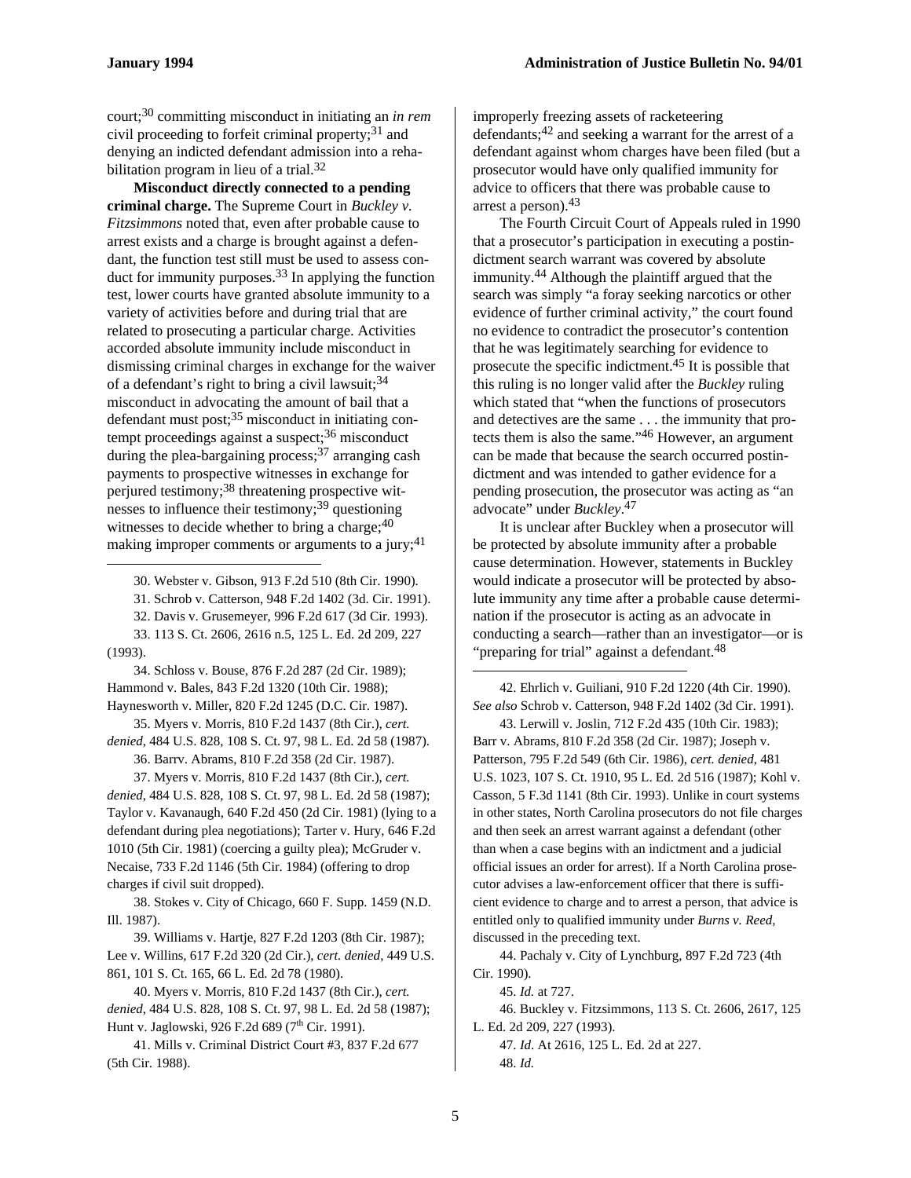court;[30] committing misconduct in initiating an *in rem* civil proceeding to forfeit criminal property;[31] and denying an indicted defendant admission into a rehabilitation program in lieu of a trial.[32]

**Misconduct directly connected to a pending criminal charge.** The Supreme Court in *Buckley v. Fitzsimmons* noted that, even after probable cause to arrest exists and a charge is brought against a defendant, the function test still must be used to assess conduct for immunity purposes.[33] In applying the function test, lower courts have granted absolute immunity to a variety of activities before and during trial that are related to prosecuting a particular charge. Activities accorded absolute immunity include misconduct in dismissing criminal charges in exchange for the waiver of a defendant's right to bring a civil lawsuit;[34] misconduct in advocating the amount of bail that a defendant must post;[35] misconduct in initiating contempt proceedings against a suspect;[36] misconduct during the plea-bargaining process;[37] arranging cash payments to prospective witnesses in exchange for perjured testimony;[38] threatening prospective witnesses to influence their testimony;[39] questioning witnesses to decide whether to bring a charge;[40] making improper comments or arguments to a jury;[41] improperly freezing assets of racketeering defendants;[42] and seeking a warrant for the arrest of a defendant against whom charges have been filed (but a prosecutor would have only qualified immunity for advice to officers that there was probable cause to arrest a person).[43]

The Fourth Circuit Court of Appeals ruled in 1990 that a prosecutor's participation in executing a postindictment search warrant was covered by absolute immunity.[44] Although the plaintiff argued that the search was simply "a foray seeking narcotics or other evidence of further criminal activity," the court found no evidence to contradict the prosecutor's contention that he was legitimately searching for evidence to prosecute the specific indictment.[45] It is possible that this ruling is no longer valid after the *Buckley* ruling which stated that "when the functions of prosecutors and detectives are the same . . . the immunity that protects them is also the same."[46] However, an argument can be made that because the search occurred postindictment and was intended to gather evidence for a pending prosecution, the prosecutor was acting as "an advocate" under *Buckley*.[47]

It is unclear after Buckley when a prosecutor will be protected by absolute immunity after a probable cause determination. However, statements in Buckley would indicate a prosecutor will be protected by absolute immunity any time after a probable cause determination if the prosecutor is acting as an advocate in conducting a search—rather than an investigator—or is "preparing for trial" against a defendant.[48]

---

30. Webster v. Gibson, 913 F.2d 510 (8th Cir. 1990).

31. Schrob v. Catterson, 948 F.2d 1402 (3d. Cir. 1991).

32. Davis v. Grusemeyer, 996 F.2d 617 (3d Cir. 1993).

33. 113 S. Ct. 2606, 2616 n.5, 125 L. Ed. 2d 209, 227 (1993).

34. Schloss v. Bouse, 876 F.2d 287 (2d Cir. 1989); Hammond v. Bales, 843 F.2d 1320 (10th Cir. 1988); Haynesworth v. Miller, 820 F.2d 1245 (D.C. Cir. 1987).

35. Myers v. Morris, 810 F.2d 1437 (8th Cir.), *cert. denied*, 484 U.S. 828, 108 S. Ct. 97, 98 L. Ed. 2d 58 (1987).

36. Barrv. Abrams, 810 F.2d 358 (2d Cir. 1987).

37. Myers v. Morris, 810 F.2d 1437 (8th Cir.), *cert. denied*, 484 U.S. 828, 108 S. Ct. 97, 98 L. Ed. 2d 58 (1987); Taylor v. Kavanaugh, 640 F.2d 450 (2d Cir. 1981) (lying to a defendant during plea negotiations); Tarter v. Hury, 646 F.2d 1010 (5th Cir. 1981) (coercing a guilty plea); McGruder v. Necaise, 733 F.2d 1146 (5th Cir. 1984) (offering to drop charges if civil suit dropped).

38. Stokes v. City of Chicago, 660 F. Supp. 1459 (N.D. Ill. 1987).

39. Williams v. Hartje, 827 F.2d 1203 (8th Cir. 1987); Lee v. Willins, 617 F.2d 320 (2d Cir.), *cert. denied*, 449 U.S. 861, 101 S. Ct. 165, 66 L. Ed. 2d 78 (1980).

40. Myers v. Morris, 810 F.2d 1437 (8th Cir.), *cert. denied*, 484 U.S. 828, 108 S. Ct. 97, 98 L. Ed. 2d 58 (1987); Hunt v. Jaglowski, 926 F.2d 689 (7th Cir. 1991).

41. Mills v. Criminal District Court #3, 837 F.2d 677 (5th Cir. 1988).

42. Ehrlich v. Guiliani, 910 F.2d 1220 (4th Cir. 1990). *See also* Schrob v. Catterson, 948 F.2d 1402 (3d Cir. 1991).

43. Lerwill v. Joslin, 712 F.2d 435 (10th Cir. 1983); Barr v. Abrams, 810 F.2d 358 (2d Cir. 1987); Joseph v. Patterson, 795 F.2d 549 (6th Cir. 1986), *cert. denied*, 481 U.S. 1023, 107 S. Ct. 1910, 95 L. Ed. 2d 516 (1987); Kohl v. Casson, 5 F.3d 1141 (8th Cir. 1993). Unlike in court systems in other states, North Carolina prosecutors do not file charges and then seek an arrest warrant against a defendant (other than when a case begins with an indictment and a judicial official issues an order for arrest). If a North Carolina prosecutor advises a law-enforcement officer that there is sufficient evidence to charge and to arrest a person, that advice is entitled only to qualified immunity under *Burns v. Reed*, discussed in the preceding text.

44. Pachaly v. City of Lynchburg, 897 F.2d 723 (4th Cir. 1990).

45. *Id.* at 727.

46. Buckley v. Fitzsimmons, 113 S. Ct. 2606, 2617, 125 L. Ed. 2d 209, 227 (1993).

47. *Id.* At 2616, 125 L. Ed. 2d at 227.

48. *Id.*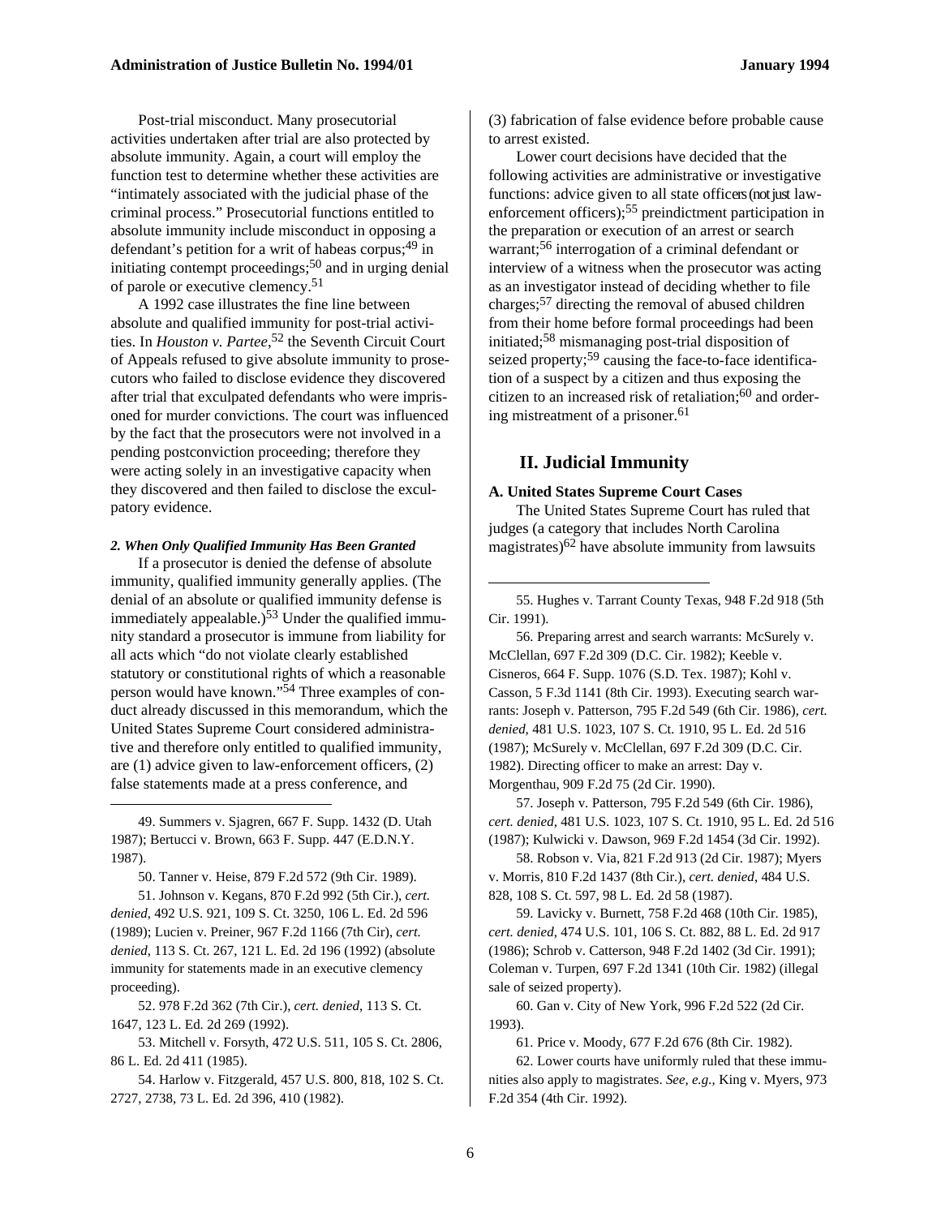Post-trial misconduct. Many prosecutorial activities undertaken after trial are also protected by absolute immunity. Again, a court will employ the function test to determine whether these activities are "intimately associated with the judicial phase of the criminal process." Prosecutorial functions entitled to absolute immunity include misconduct in opposing a defendant's petition for a writ of habeas corpus;[49] in initiating contempt proceedings;[50] and in urging denial of parole or executive clemency.[51]

A 1992 case illustrates the fine line between absolute and qualified immunity for post-trial activities. In *Houston v. Partee*,[52] the Seventh Circuit Court of Appeals refused to give absolute immunity to prosecutors who failed to disclose evidence they discovered after trial that exculpated defendants who were imprisoned for murder convictions. The court was influenced by the fact that the prosecutors were not involved in a pending postconviction proceeding; therefore they were acting solely in an investigative capacity when they discovered and then failed to disclose the exculpatory evidence.

#### *2. When Only Qualified Immunity Has Been Granted*

If a prosecutor is denied the defense of absolute immunity, qualified immunity generally applies. (The denial of an absolute or qualified immunity defense is immediately appealable.)[53] Under the qualified immunity standard a prosecutor is immune from liability for all acts which "do not violate clearly established statutory or constitutional rights of which a reasonable person would have known."[54] Three examples of conduct already discussed in this memorandum, which the United States Supreme Court considered administrative and therefore only entitled to qualified immunity, are (1) advice given to law-enforcement officers, (2) false statements made at a press conference, and (3) fabrication of false evidence before probable cause to arrest existed.

Lower court decisions have decided that the following activities are administrative or investigative functions: advice given to all state officers (not just law-enforcement officers);[55] preindictment participation in the preparation or execution of an arrest or search warrant;[56] interrogation of a criminal defendant or interview of a witness when the prosecutor was acting as an investigator instead of deciding whether to file charges;[57] directing the removal of abused children from their home before formal proceedings had been initiated;[58] mismanaging post-trial disposition of seized property;[59] causing the face-to-face identification of a suspect by a citizen and thus exposing the citizen to an increased risk of retaliation;[60] and ordering mistreatment of a prisoner.[61]

## II. Judicial Immunity

### A. United States Supreme Court Cases

The United States Supreme Court has ruled that judges (a category that includes North Carolina magistrates)[62] have absolute immunity from lawsuits

---

49. Summers v. Sjagren, 667 F. Supp. 1432 (D. Utah 1987); Bertucci v. Brown, 663 F. Supp. 447 (E.D.N.Y. 1987).

50. Tanner v. Heise, 879 F.2d 572 (9th Cir. 1989).

51. Johnson v. Kegans, 870 F.2d 992 (5th Cir.), *cert. denied*, 492 U.S. 921, 109 S. Ct. 3250, 106 L. Ed. 2d 596 (1989); Lucien v. Preiner, 967 F.2d 1166 (7th Cir), *cert. denied*, 113 S. Ct. 267, 121 L. Ed. 2d 196 (1992) (absolute immunity for statements made in an executive clemency proceeding).

52. 978 F.2d 362 (7th Cir.), *cert. denied*, 113 S. Ct. 1647, 123 L. Ed. 2d 269 (1992).

53. Mitchell v. Forsyth, 472 U.S. 511, 105 S. Ct. 2806, 86 L. Ed. 2d 411 (1985).

54. Harlow v. Fitzgerald, 457 U.S. 800, 818, 102 S. Ct. 2727, 2738, 73 L. Ed. 2d 396, 410 (1982).

55. Hughes v. Tarrant County Texas, 948 F.2d 918 (5th Cir. 1991).

56. Preparing arrest and search warrants: McSurely v. McClellan, 697 F.2d 309 (D.C. Cir. 1982); Keeble v. Cisneros, 664 F. Supp. 1076 (S.D. Tex. 1987); Kohl v. Casson, 5 F.3d 1141 (8th Cir. 1993). Executing search warrants: Joseph v. Patterson, 795 F.2d 549 (6th Cir. 1986), *cert. denied*, 481 U.S. 1023, 107 S. Ct. 1910, 95 L. Ed. 2d 516 (1987); McSurely v. McClellan, 697 F.2d 309 (D.C. Cir. 1982). Directing officer to make an arrest: Day v. Morgenthau, 909 F.2d 75 (2d Cir. 1990).

57. Joseph v. Patterson, 795 F.2d 549 (6th Cir. 1986), *cert. denied*, 481 U.S. 1023, 107 S. Ct. 1910, 95 L. Ed. 2d 516 (1987); Kulwicki v. Dawson, 969 F.2d 1454 (3d Cir. 1992).

58. Robson v. Via, 821 F.2d 913 (2d Cir. 1987); Myers v. Morris, 810 F.2d 1437 (8th Cir.), *cert. denied*, 484 U.S. 828, 108 S. Ct. 597, 98 L. Ed. 2d 58 (1987).

59. Lavicky v. Burnett, 758 F.2d 468 (10th Cir. 1985), *cert. denied*, 474 U.S. 101, 106 S. Ct. 882, 88 L. Ed. 2d 917 (1986); Schrob v. Catterson, 948 F.2d 1402 (3d Cir. 1991); Coleman v. Turpen, 697 F.2d 1341 (10th Cir. 1982) (illegal sale of seized property).

60. Gan v. City of New York, 996 F.2d 522 (2d Cir. 1993).

61. Price v. Moody, 677 F.2d 676 (8th Cir. 1982).

62. Lower courts have uniformly ruled that these immunities also apply to magistrates. *See, e.g.*, King v. Myers, 973 F.2d 354 (4th Cir. 1992).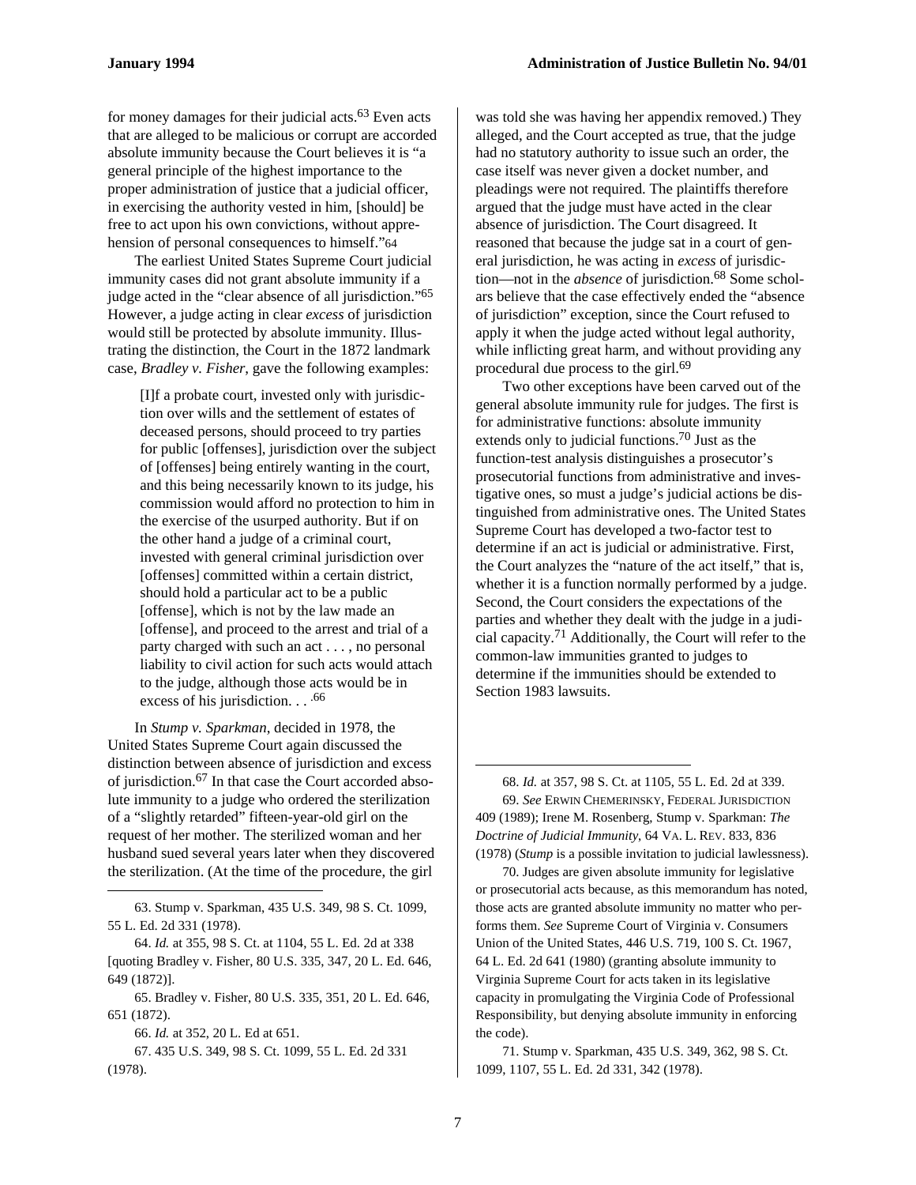for money damages for their judicial acts.[63] Even acts that are alleged to be malicious or corrupt are accorded absolute immunity because the Court believes it is "a general principle of the highest importance to the proper administration of justice that a judicial officer, in exercising the authority vested in him, [should] be free to act upon his own convictions, without apprehension of personal consequences to himself."[64]

The earliest United States Supreme Court judicial immunity cases did not grant absolute immunity if a judge acted in the "clear absence of all jurisdiction."[65] However, a judge acting in clear *excess* of jurisdiction would still be protected by absolute immunity. Illustrating the distinction, the Court in the 1872 landmark case, *Bradley v. Fisher*, gave the following examples:

> [I]f a probate court, invested only with jurisdiction over wills and the settlement of estates of deceased persons, should proceed to try parties for public [offenses], jurisdiction over the subject of [offenses] being entirely wanting in the court, and this being necessarily known to its judge, his commission would afford no protection to him in the exercise of the usurped authority. But if on the other hand a judge of a criminal court, invested with general criminal jurisdiction over [offenses] committed within a certain district, should hold a particular act to be a public [offense], which is not by the law made an [offense], and proceed to the arrest and trial of a party charged with such an act . . . , no personal liability to civil action for such acts would attach to the judge, although those acts would be in excess of his jurisdiction. . . .[66]

In *Stump v. Sparkman*, decided in 1978, the United States Supreme Court again discussed the distinction between absence of jurisdiction and excess of jurisdiction.[67] In that case the Court accorded absolute immunity to a judge who ordered the sterilization of a "slightly retarded" fifteen-year-old girl on the request of her mother. The sterilized woman and her husband sued several years later when they discovered the sterilization. (At the time of the procedure, the girl was told she was having her appendix removed.) They alleged, and the Court accepted as true, that the judge had no statutory authority to issue such an order, the case itself was never given a docket number, and pleadings were not required. The plaintiffs therefore argued that the judge must have acted in the clear absence of jurisdiction. The Court disagreed. It reasoned that because the judge sat in a court of general jurisdiction, he was acting in *excess* of jurisdiction—not in the *absence* of jurisdiction.[68] Some scholars believe that the case effectively ended the "absence of jurisdiction" exception, since the Court refused to apply it when the judge acted without legal authority, while inflicting great harm, and without providing any procedural due process to the girl.[69]

Two other exceptions have been carved out of the general absolute immunity rule for judges. The first is for administrative functions: absolute immunity extends only to judicial functions.[70] Just as the function-test analysis distinguishes a prosecutor's prosecutorial functions from administrative and investigative ones, so must a judge's judicial actions be distinguished from administrative ones. The United States Supreme Court has developed a two-factor test to determine if an act is judicial or administrative. First, the Court analyzes the "nature of the act itself," that is, whether it is a function normally performed by a judge. Second, the Court considers the expectations of the parties and whether they dealt with the judge in a judicial capacity.[71] Additionally, the Court will refer to the common-law immunities granted to judges to determine if the immunities should be extended to Section 1983 lawsuits.

---

63. Stump v. Sparkman, 435 U.S. 349, 98 S. Ct. 1099, 55 L. Ed. 2d 331 (1978).

64. *Id.* at 355, 98 S. Ct. at 1104, 55 L. Ed. 2d at 338 [quoting Bradley v. Fisher, 80 U.S. 335, 347, 20 L. Ed. 646, 649 (1872)].

65. Bradley v. Fisher, 80 U.S. 335, 351, 20 L. Ed. 646, 651 (1872).

66. *Id.* at 352, 20 L. Ed at 651.

67. 435 U.S. 349, 98 S. Ct. 1099, 55 L. Ed. 2d 331 (1978).

68. *Id.* at 357, 98 S. Ct. at 1105, 55 L. Ed. 2d at 339.

69. *See* ERWIN CHEMERINSKY, FEDERAL JURISDICTION 409 (1989); Irene M. Rosenberg, Stump v. Sparkman: *The Doctrine of Judicial Immunity*, 64 VA. L. REV. 833, 836 (1978) (*Stump* is a possible invitation to judicial lawlessness).

70. Judges are given absolute immunity for legislative or prosecutorial acts because, as this memorandum has noted, those acts are granted absolute immunity no matter who performs them. *See* Supreme Court of Virginia v. Consumers Union of the United States, 446 U.S. 719, 100 S. Ct. 1967, 64 L. Ed. 2d 641 (1980) (granting absolute immunity to Virginia Supreme Court for acts taken in its legislative capacity in promulgating the Virginia Code of Professional Responsibility, but denying absolute immunity in enforcing the code).

71. Stump v. Sparkman, 435 U.S. 349, 362, 98 S. Ct. 1099, 1107, 55 L. Ed. 2d 331, 342 (1978).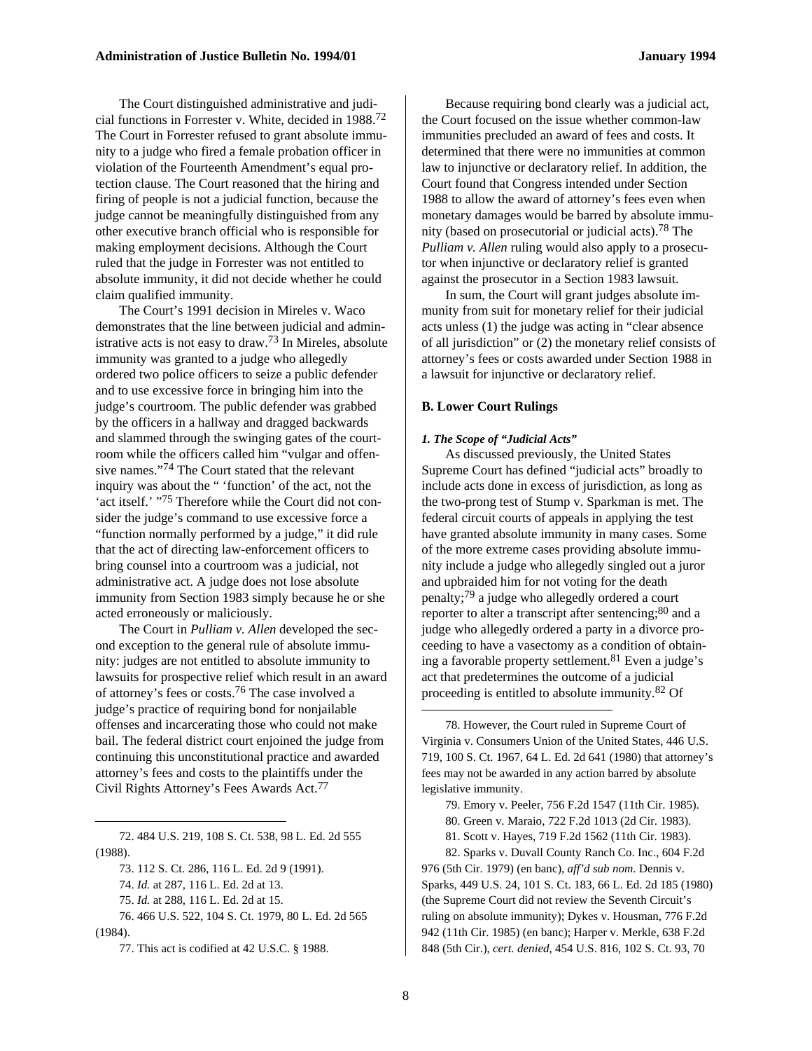The Court distinguished administrative and judicial functions in Forrester v. White, decided in 1988.[72] The Court in Forrester refused to grant absolute immunity to a judge who fired a female probation officer in violation of the Fourteenth Amendment's equal protection clause. The Court reasoned that the hiring and firing of people is not a judicial function, because the judge cannot be meaningfully distinguished from any other executive branch official who is responsible for making employment decisions. Although the Court ruled that the judge in Forrester was not entitled to absolute immunity, it did not decide whether he could claim qualified immunity.

The Court's 1991 decision in Mireles v. Waco demonstrates that the line between judicial and administrative acts is not easy to draw.[73] In Mireles, absolute immunity was granted to a judge who allegedly ordered two police officers to seize a public defender and to use excessive force in bringing him into the judge's courtroom. The public defender was grabbed by the officers in a hallway and dragged backwards and slammed through the swinging gates of the courtroom while the officers called him "vulgar and offensive names."[74] The Court stated that the relevant inquiry was about the " 'function' of the act, not the 'act itself.' "[75] Therefore while the Court did not consider the judge's command to use excessive force a "function normally performed by a judge," it did rule that the act of directing law-enforcement officers to bring counsel into a courtroom was a judicial, not administrative act. A judge does not lose absolute immunity from Section 1983 simply because he or she acted erroneously or maliciously.

The Court in *Pulliam v. Allen* developed the second exception to the general rule of absolute immunity: judges are not entitled to absolute immunity to lawsuits for prospective relief which result in an award of attorney's fees or costs.[76] The case involved a judge's practice of requiring bond for nonjailable offenses and incarcerating those who could not make bail. The federal district court enjoined the judge from continuing this unconstitutional practice and awarded attorney's fees and costs to the plaintiffs under the Civil Rights Attorney's Fees Awards Act.[77]

Because requiring bond clearly was a judicial act, the Court focused on the issue whether common-law immunities precluded an award of fees and costs. It determined that there were no immunities at common law to injunctive or declaratory relief. In addition, the Court found that Congress intended under Section 1988 to allow the award of attorney's fees even when monetary damages would be barred by absolute immunity (based on prosecutorial or judicial acts).[78] The *Pulliam v. Allen* ruling would also apply to a prosecutor when injunctive or declaratory relief is granted against the prosecutor in a Section 1983 lawsuit.

In sum, the Court will grant judges absolute immunity from suit for monetary relief for their judicial acts unless (1) the judge was acting in "clear absence of all jurisdiction" or (2) the monetary relief consists of attorney's fees or costs awarded under Section 1988 in a lawsuit for injunctive or declaratory relief.

### B. Lower Court Rulings

#### *1. The Scope of "Judicial Acts"*

As discussed previously, the United States Supreme Court has defined "judicial acts" broadly to include acts done in excess of jurisdiction, as long as the two-prong test of Stump v. Sparkman is met. The federal circuit courts of appeals in applying the test have granted absolute immunity in many cases. Some of the more extreme cases providing absolute immunity include a judge who allegedly singled out a juror and upbraided him for not voting for the death penalty;[79] a judge who allegedly ordered a court reporter to alter a transcript after sentencing;[80] and a judge who allegedly ordered a party in a divorce proceeding to have a vasectomy as a condition of obtaining a favorable property settlement.[81] Even a judge's act that predetermines the outcome of a judicial proceeding is entitled to absolute immunity.[82] Of

---

72. 484 U.S. 219, 108 S. Ct. 538, 98 L. Ed. 2d 555 (1988).

73. 112 S. Ct. 286, 116 L. Ed. 2d 9 (1991).

74. *Id.* at 287, 116 L. Ed. 2d at 13.

75. *Id.* at 288, 116 L. Ed. 2d at 15.

76. 466 U.S. 522, 104 S. Ct. 1979, 80 L. Ed. 2d 565 (1984).

77. This act is codified at 42 U.S.C. § 1988.

78. However, the Court ruled in Supreme Court of Virginia v. Consumers Union of the United States, 446 U.S. 719, 100 S. Ct. 1967, 64 L. Ed. 2d 641 (1980) that attorney's fees may not be awarded in any action barred by absolute legislative immunity.

79. Emory v. Peeler, 756 F.2d 1547 (11th Cir. 1985).

80. Green v. Maraio, 722 F.2d 1013 (2d Cir. 1983).

81. Scott v. Hayes, 719 F.2d 1562 (11th Cir. 1983).

82. Sparks v. Duvall County Ranch Co. Inc., 604 F.2d 976 (5th Cir. 1979) (en banc), *aff'd sub nom*. Dennis v. Sparks, 449 U.S. 24, 101 S. Ct. 183, 66 L. Ed. 2d 185 (1980) (the Supreme Court did not review the Seventh Circuit's ruling on absolute immunity); Dykes v. Housman, 776 F.2d 942 (11th Cir. 1985) (en banc); Harper v. Merkle, 638 F.2d 848 (5th Cir.), *cert. denied*, 454 U.S. 816, 102 S. Ct. 93, 70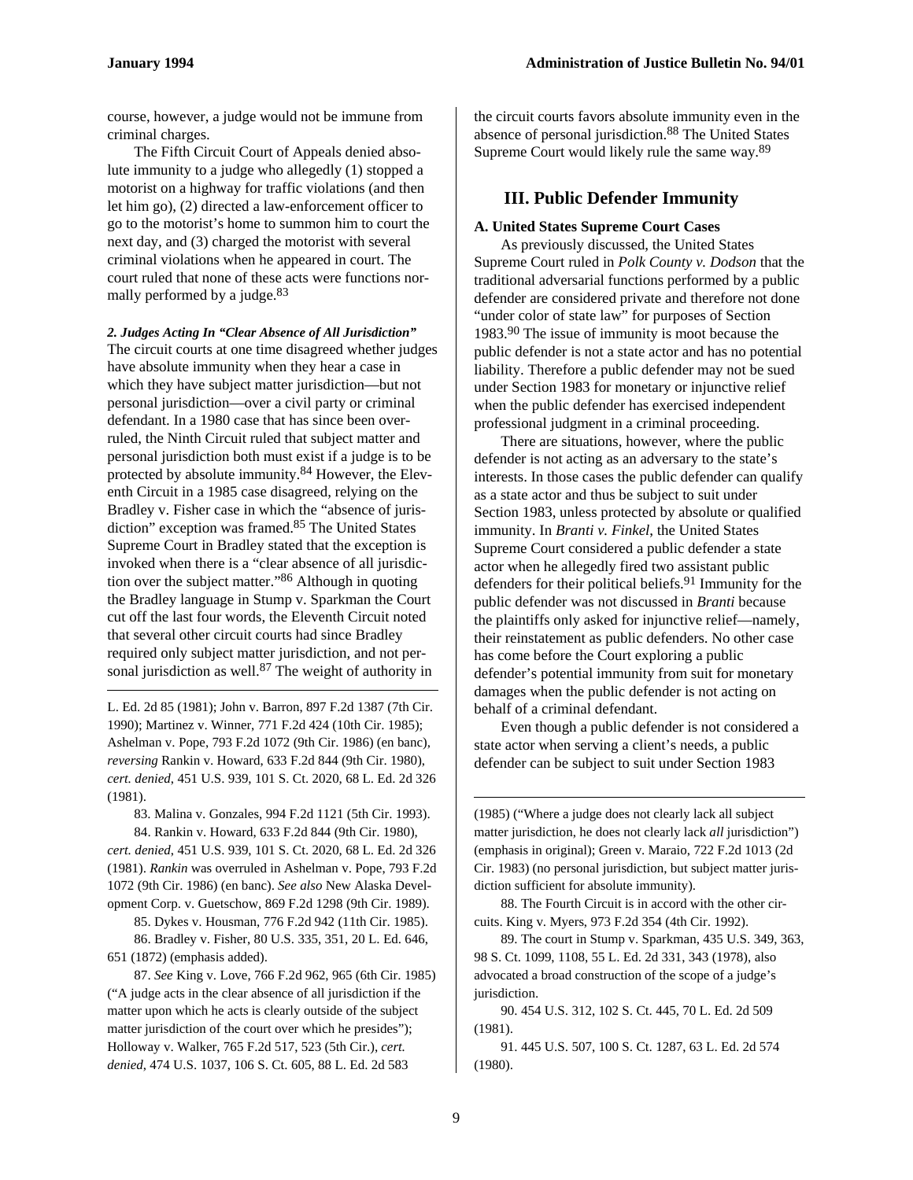course, however, a judge would not be immune from criminal charges.

The Fifth Circuit Court of Appeals denied absolute immunity to a judge who allegedly (1) stopped a motorist on a highway for traffic violations (and then let him go), (2) directed a law-enforcement officer to go to the motorist's home to summon him to court the next day, and (3) charged the motorist with several criminal violations when he appeared in court. The court ruled that none of these acts were functions normally performed by a judge.[83]

***2. Judges Acting In "Clear Absence of All Jurisdiction"***

The circuit courts at one time disagreed whether judges have absolute immunity when they hear a case in which they have subject matter jurisdiction—but not personal jurisdiction—over a civil party or criminal defendant. In a 1980 case that has since been overruled, the Ninth Circuit ruled that subject matter and personal jurisdiction both must exist if a judge is to be protected by absolute immunity.[84] However, the Eleventh Circuit in a 1985 case disagreed, relying on the Bradley v. Fisher case in which the "absence of jurisdiction" exception was framed.[85] The United States Supreme Court in Bradley stated that the exception is invoked when there is a "clear absence of all jurisdiction over the subject matter."[86] Although in quoting the Bradley language in Stump v. Sparkman the Court cut off the last four words, the Eleventh Circuit noted that several other circuit courts had since Bradley required only subject matter jurisdiction, and not personal jurisdiction as well.[87] The weight of authority in the circuit courts favors absolute immunity even in the absence of personal jurisdiction.[88] The United States Supreme Court would likely rule the same way.[89]

## III. Public Defender Immunity

### A. United States Supreme Court Cases

As previously discussed, the United States Supreme Court ruled in *Polk County v. Dodson* that the traditional adversarial functions performed by a public defender are considered private and therefore not done "under color of state law" for purposes of Section 1983.[90] The issue of immunity is moot because the public defender is not a state actor and has no potential liability. Therefore a public defender may not be sued under Section 1983 for monetary or injunctive relief when the public defender has exercised independent professional judgment in a criminal proceeding.

There are situations, however, where the public defender is not acting as an adversary to the state's interests. In those cases the public defender can qualify as a state actor and thus be subject to suit under Section 1983, unless protected by absolute or qualified immunity. In *Branti v. Finkel,* the United States Supreme Court considered a public defender a state actor when he allegedly fired two assistant public defenders for their political beliefs.[91] Immunity for the public defender was not discussed in *Branti* because the plaintiffs only asked for injunctive relief—namely, their reinstatement as public defenders. No other case has come before the Court exploring a public defender's potential immunity from suit for monetary damages when the public defender is not acting on behalf of a criminal defendant.

Even though a public defender is not considered a state actor when serving a client's needs, a public defender can be subject to suit under Section 1983

---

L. Ed. 2d 85 (1981); John v. Barron, 897 F.2d 1387 (7th Cir. 1990); Martinez v. Winner, 771 F.2d 424 (10th Cir. 1985); Ashelman v. Pope, 793 F.2d 1072 (9th Cir. 1986) (en banc), *reversing* Rankin v. Howard, 633 F.2d 844 (9th Cir. 1980), *cert. denied*, 451 U.S. 939, 101 S. Ct. 2020, 68 L. Ed. 2d 326 (1981).

83. Malina v. Gonzales, 994 F.2d 1121 (5th Cir. 1993).

84. Rankin v. Howard, 633 F.2d 844 (9th Cir. 1980), *cert. denied*, 451 U.S. 939, 101 S. Ct. 2020, 68 L. Ed. 2d 326 (1981). *Rankin* was overruled in Ashelman v. Pope, 793 F.2d 1072 (9th Cir. 1986) (en banc). *See also* New Alaska Development Corp. v. Guetschow, 869 F.2d 1298 (9th Cir. 1989).

85. Dykes v. Housman, 776 F.2d 942 (11th Cir. 1985).

86. Bradley v. Fisher, 80 U.S. 335, 351, 20 L. Ed. 646, 651 (1872) (emphasis added).

87. *See* King v. Love, 766 F.2d 962, 965 (6th Cir. 1985) ("A judge acts in the clear absence of all jurisdiction if the matter upon which he acts is clearly outside of the subject matter jurisdiction of the court over which he presides"); Holloway v. Walker, 765 F.2d 517, 523 (5th Cir.), *cert. denied*, 474 U.S. 1037, 106 S. Ct. 605, 88 L. Ed. 2d 583 (1985) ("Where a judge does not clearly lack all subject matter jurisdiction, he does not clearly lack *all* jurisdiction") (emphasis in original); Green v. Maraio, 722 F.2d 1013 (2d Cir. 1983) (no personal jurisdiction, but subject matter jurisdiction sufficient for absolute immunity).

88. The Fourth Circuit is in accord with the other circuits. King v. Myers, 973 F.2d 354 (4th Cir. 1992).

89. The court in Stump v. Sparkman, 435 U.S. 349, 363, 98 S. Ct. 1099, 1108, 55 L. Ed. 2d 331, 343 (1978), also advocated a broad construction of the scope of a judge's jurisdiction.

90. 454 U.S. 312, 102 S. Ct. 445, 70 L. Ed. 2d 509 (1981).

91. 445 U.S. 507, 100 S. Ct. 1287, 63 L. Ed. 2d 574 (1980).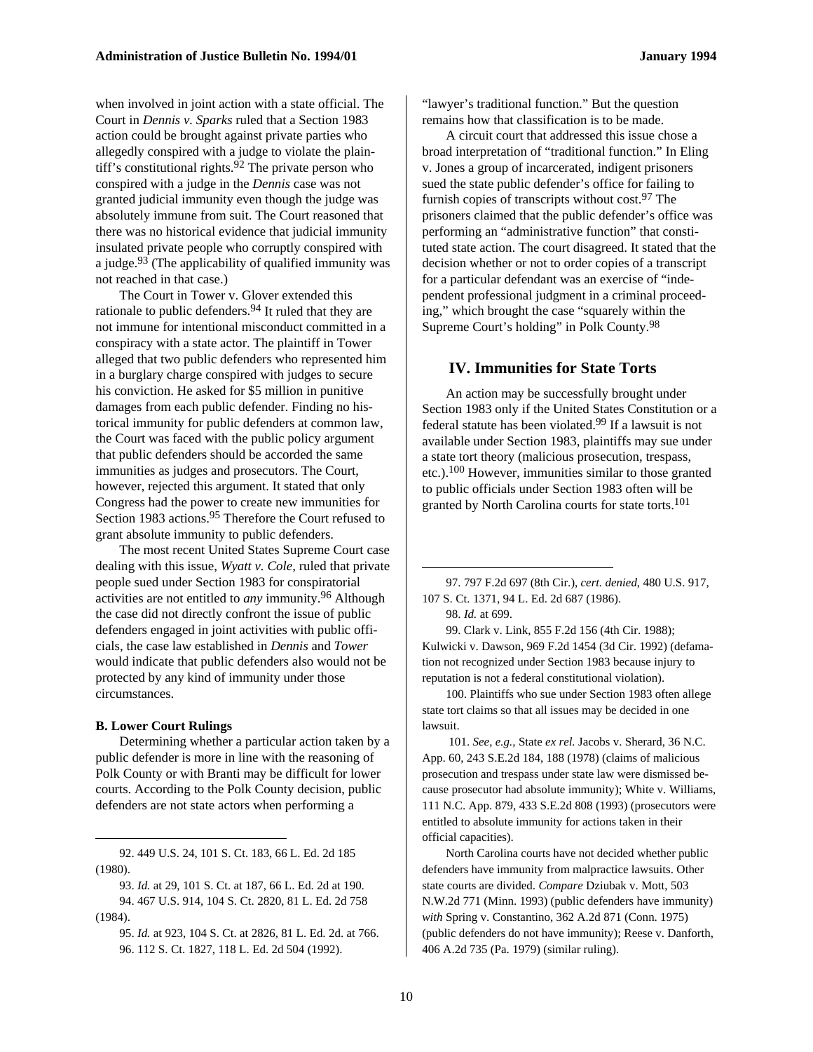when involved in joint action with a state official. The Court in *Dennis v. Sparks* ruled that a Section 1983 action could be brought against private parties who allegedly conspired with a judge to violate the plaintiff's constitutional rights.[92] The private person who conspired with a judge in the *Dennis* case was not granted judicial immunity even though the judge was absolutely immune from suit. The Court reasoned that there was no historical evidence that judicial immunity insulated private people who corruptly conspired with a judge.[93] (The applicability of qualified immunity was not reached in that case.)

The Court in Tower v. Glover extended this rationale to public defenders.[94] It ruled that they are not immune for intentional misconduct committed in a conspiracy with a state actor. The plaintiff in Tower alleged that two public defenders who represented him in a burglary charge conspired with judges to secure his conviction. He asked for $5 million in punitive damages from each public defender. Finding no historical immunity for public defenders at common law, the Court was faced with the public policy argument that public defenders should be accorded the same immunities as judges and prosecutors. The Court, however, rejected this argument. It stated that only Congress had the power to create new immunities for Section 1983 actions.[95] Therefore the Court refused to grant absolute immunity to public defenders.

The most recent United States Supreme Court case dealing with this issue, *Wyatt v. Cole*, ruled that private people sued under Section 1983 for conspiratorial activities are not entitled to *any* immunity.[96] Although the case did not directly confront the issue of public defenders engaged in joint activities with public officials, the case law established in *Dennis* and *Tower* would indicate that public defenders also would not be protected by any kind of immunity under those circumstances.

**B. Lower Court Rulings**

Determining whether a particular action taken by a public defender is more in line with the reasoning of Polk County or with Branti may be difficult for lower courts. According to the Polk County decision, public defenders are not state actors when performing a "lawyer's traditional function." But the question remains how that classification is to be made.

A circuit court that addressed this issue chose a broad interpretation of "traditional function." In Eling v. Jones a group of incarcerated, indigent prisoners sued the state public defender's office for failing to furnish copies of transcripts without cost.[97] The prisoners claimed that the public defender's office was performing an "administrative function" that constituted state action. The court disagreed. It stated that the decision whether or not to order copies of a transcript for a particular defendant was an exercise of "independent professional judgment in a criminal proceeding," which brought the case "squarely within the Supreme Court's holding" in Polk County.[98]

## IV. Immunities for State Torts

An action may be successfully brought under Section 1983 only if the United States Constitution or a federal statute has been violated.[99] If a lawsuit is not available under Section 1983, plaintiffs may sue under a state tort theory (malicious prosecution, trespass, etc.).[100] However, immunities similar to those granted to public officials under Section 1983 often will be granted by North Carolina courts for state torts.[101]

---

92. 449 U.S. 24, 101 S. Ct. 183, 66 L. Ed. 2d 185 (1980).

93. *Id.* at 29, 101 S. Ct. at 187, 66 L. Ed. 2d at 190.

94. 467 U.S. 914, 104 S. Ct. 2820, 81 L. Ed. 2d 758 (1984).

95. *Id.* at 923, 104 S. Ct. at 2826, 81 L. Ed. 2d. at 766.

96. 112 S. Ct. 1827, 118 L. Ed. 2d 504 (1992).

97. 797 F.2d 697 (8th Cir.), *cert. denied*, 480 U.S. 917, 107 S. Ct. 1371, 94 L. Ed. 2d 687 (1986).

98. *Id.* at 699.

99. Clark v. Link, 855 F.2d 156 (4th Cir. 1988); Kulwicki v. Dawson, 969 F.2d 1454 (3d Cir. 1992) (defamation not recognized under Section 1983 because injury to reputation is not a federal constitutional violation).

100. Plaintiffs who sue under Section 1983 often allege state tort claims so that all issues may be decided in one lawsuit.

101. *See, e.g.*, State *ex rel.* Jacobs v. Sherard, 36 N.C. App. 60, 243 S.E.2d 184, 188 (1978) (claims of malicious prosecution and trespass under state law were dismissed because prosecutor had absolute immunity); White v. Williams, 111 N.C. App. 879, 433 S.E.2d 808 (1993) (prosecutors were entitled to absolute immunity for actions taken in their official capacities).

North Carolina courts have not decided whether public defenders have immunity from malpractice lawsuits. Other state courts are divided. *Compare* Dziubak v. Mott, 503 N.W.2d 771 (Minn. 1993) (public defenders have immunity) *with* Spring v. Constantino, 362 A.2d 871 (Conn. 1975) (public defenders do not have immunity); Reese v. Danforth, 406 A.2d 735 (Pa. 1979) (similar ruling).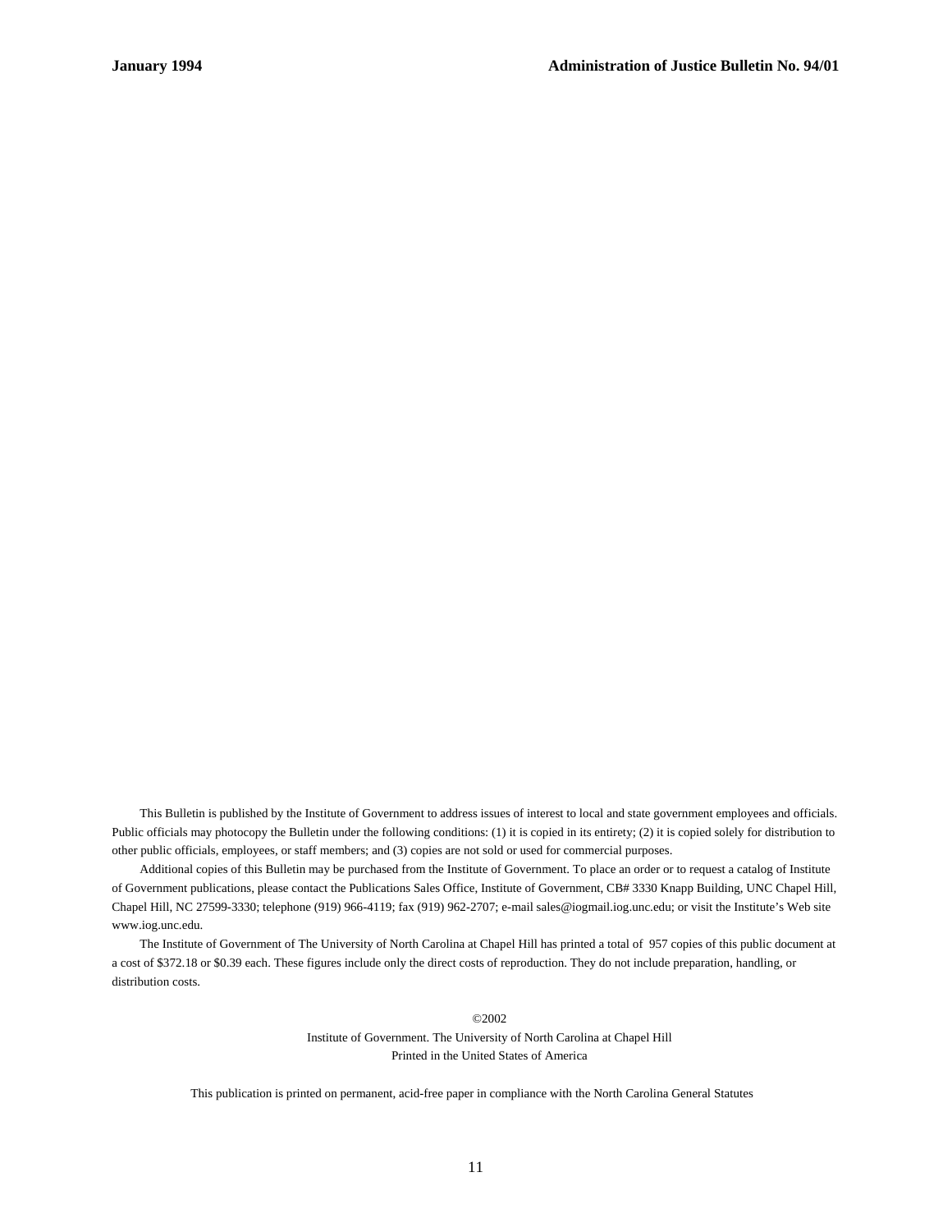This Bulletin is published by the Institute of Government to address issues of interest to local and state government employees and officials. Public officials may photocopy the Bulletin under the following conditions: (1) it is copied in its entirety; (2) it is copied solely for distribution to other public officials, employees, or staff members; and (3) copies are not sold or used for commercial purposes.

Additional copies of this Bulletin may be purchased from the Institute of Government. To place an order or to request a catalog of Institute of Government publications, please contact the Publications Sales Office, Institute of Government, CB# 3330 Knapp Building, UNC Chapel Hill, Chapel Hill, NC 27599-3330; telephone (919) 966-4119; fax (919) 962-2707; e-mail sales@iogmail.iog.unc.edu; or visit the Institute's Web site www.iog.unc.edu.

The Institute of Government of The University of North Carolina at Chapel Hill has printed a total of 957 copies of this public document at a cost of $372.18 or $0.39 each. These figures include only the direct costs of reproduction. They do not include preparation, handling, or distribution costs.

©2002
Institute of Government. The University of North Carolina at Chapel Hill
Printed in the United States of America

This publication is printed on permanent, acid-free paper in compliance with the North Carolina General Statutes